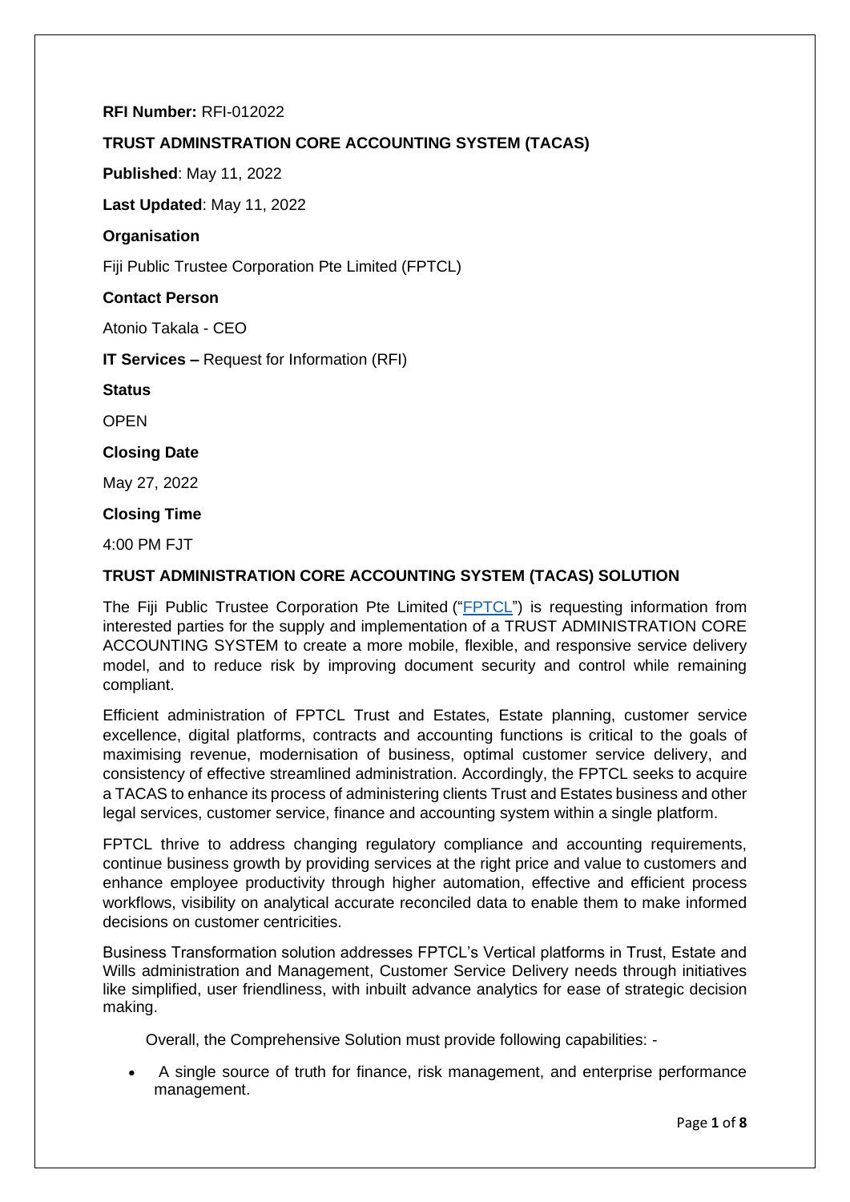**RFI Number:** RFI-012022

**TRUST ADMINSTRATION CORE ACCOUNTING SYSTEM (TACAS)**

**Published**: May 11, 2022

**Last Updated**: May 11, 2022

**Organisation**

Fiji Public Trustee Corporation Pte Limited (FPTCL)

**Contact Person**

Atonio Takala - CEO

**IT Services –** Request for Information (RFI)

**Status**

OPEN

**Closing Date**

May 27, 2022

**Closing Time**

4:00 PM FJT

**TRUST ADMINISTRATION CORE ACCOUNTING SYSTEM (TACAS) SOLUTION**

The Fiji Public Trustee Corporation Pte Limited ("FPTCL") is requesting information from interested parties for the supply and implementation of a TRUST ADMINISTRATION CORE ACCOUNTING SYSTEM to create a more mobile, flexible, and responsive service delivery model, and to reduce risk by improving document security and control while remaining compliant.

Efficient administration of FPTCL Trust and Estates, Estate planning, customer service excellence, digital platforms, contracts and accounting functions is critical to the goals of maximising revenue, modernisation of business, optimal customer service delivery, and consistency of effective streamlined administration. Accordingly, the FPTCL seeks to acquire a TACAS to enhance its process of administering clients Trust and Estates business and other legal services, customer service, finance and accounting system within a single platform.

FPTCL thrive to address changing regulatory compliance and accounting requirements, continue business growth by providing services at the right price and value to customers and enhance employee productivity through higher automation, effective and efficient process workflows, visibility on analytical accurate reconciled data to enable them to make informed decisions on customer centricities.

Business Transformation solution addresses FPTCL's Vertical platforms in Trust, Estate and Wills administration and Management, Customer Service Delivery needs through initiatives like simplified, user friendliness, with inbuilt advance analytics for ease of strategic decision making.

Overall, the Comprehensive Solution must provide following capabilities: -

- A single source of truth for finance, risk management, and enterprise performance management.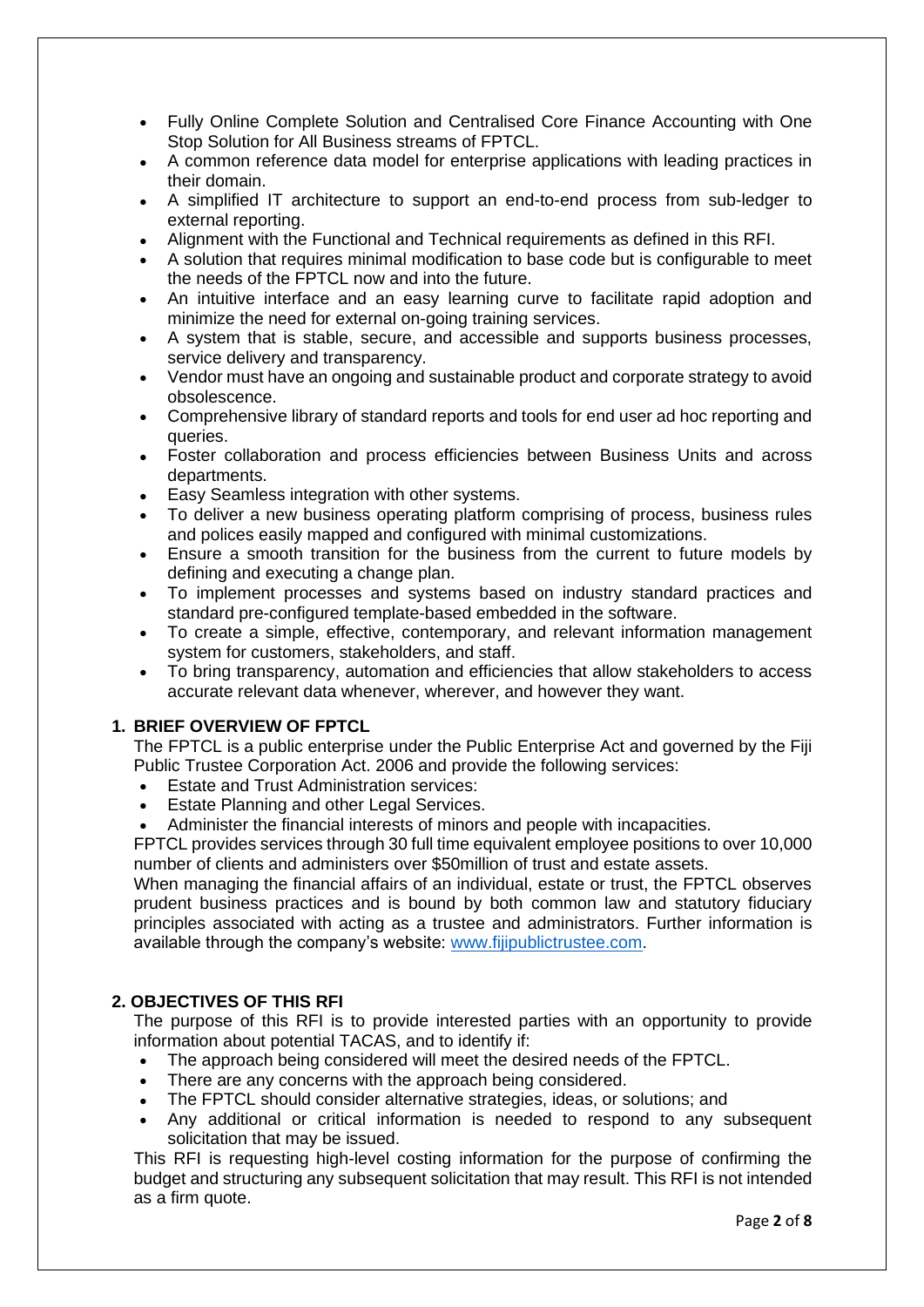- Fully Online Complete Solution and Centralised Core Finance Accounting with One Stop Solution for All Business streams of FPTCL.
- A common reference data model for enterprise applications with leading practices in their domain.
- A simplified IT architecture to support an end-to-end process from sub-ledger to external reporting.
- Alignment with the Functional and Technical requirements as defined in this RFI.
- A solution that requires minimal modification to base code but is configurable to meet the needs of the FPTCL now and into the future.
- An intuitive interface and an easy learning curve to facilitate rapid adoption and minimize the need for external on-going training services.
- A system that is stable, secure, and accessible and supports business processes, service delivery and transparency.
- Vendor must have an ongoing and sustainable product and corporate strategy to avoid obsolescence.
- Comprehensive library of standard reports and tools for end user ad hoc reporting and queries.
- Foster collaboration and process efficiencies between Business Units and across departments.
- Easy Seamless integration with other systems.
- To deliver a new business operating platform comprising of process, business rules and polices easily mapped and configured with minimal customizations.
- Ensure a smooth transition for the business from the current to future models by defining and executing a change plan.
- To implement processes and systems based on industry standard practices and standard pre-configured template-based embedded in the software.
- To create a simple, effective, contemporary, and relevant information management system for customers, stakeholders, and staff.
- To bring transparency, automation and efficiencies that allow stakeholders to access accurate relevant data whenever, wherever, and however they want.

## 1. BRIEF OVERVIEW OF FPTCL

The FPTCL is a public enterprise under the Public Enterprise Act and governed by the Fiji Public Trustee Corporation Act. 2006 and provide the following services:

- Estate and Trust Administration services:
- Estate Planning and other Legal Services.
- Administer the financial interests of minors and people with incapacities.

FPTCL provides services through 30 full time equivalent employee positions to over 10,000 number of clients and administers over $50million of trust and estate assets.

When managing the financial affairs of an individual, estate or trust, the FPTCL observes prudent business practices and is bound by both common law and statutory fiduciary principles associated with acting as a trustee and administrators. Further information is available through the company's website: www.fijipublictrustee.com.

## 2. OBJECTIVES OF THIS RFI

The purpose of this RFI is to provide interested parties with an opportunity to provide information about potential TACAS, and to identify if:

- The approach being considered will meet the desired needs of the FPTCL.
- There are any concerns with the approach being considered.
- The FPTCL should consider alternative strategies, ideas, or solutions; and
- Any additional or critical information is needed to respond to any subsequent solicitation that may be issued.

This RFI is requesting high-level costing information for the purpose of confirming the budget and structuring any subsequent solicitation that may result. This RFI is not intended as a firm quote.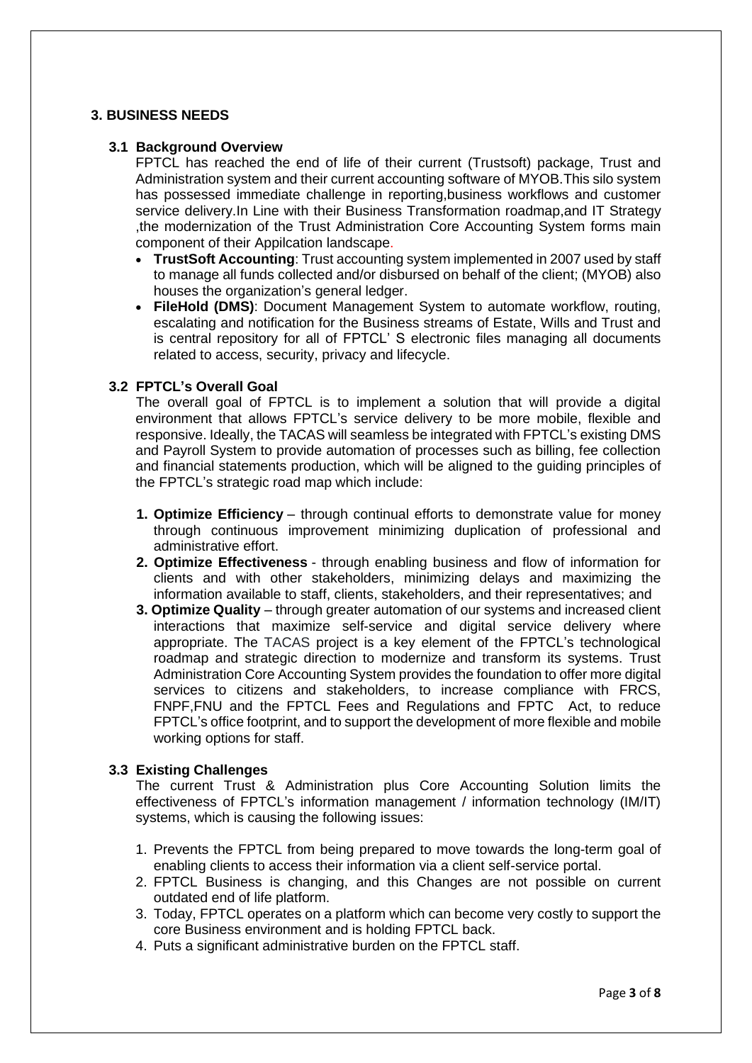## 3. BUSINESS NEEDS

### 3.1 Background Overview

FPTCL has reached the end of life of their current (Trustsoft) package, Trust and Administration system and their current accounting software of MYOB.This silo system has possessed immediate challenge in reporting,business workflows and customer service delivery.In Line with their Business Transformation roadmap,and IT Strategy ,the modernization of the Trust Administration Core Accounting System forms main component of their Appilcation landscape.

- **TrustSoft Accounting**: Trust accounting system implemented in 2007 used by staff to manage all funds collected and/or disbursed on behalf of the client; (MYOB) also houses the organization's general ledger.
- **FileHold (DMS)**: Document Management System to automate workflow, routing, escalating and notification for the Business streams of Estate, Wills and Trust and is central repository for all of FPTCL' S electronic files managing all documents related to access, security, privacy and lifecycle.

### 3.2 FPTCL's Overall Goal

The overall goal of FPTCL is to implement a solution that will provide a digital environment that allows FPTCL's service delivery to be more mobile, flexible and responsive. Ideally, the TACAS will seamless be integrated with FPTCL's existing DMS and Payroll System to provide automation of processes such as billing, fee collection and financial statements production, which will be aligned to the guiding principles of the FPTCL's strategic road map which include:

1. **Optimize Efficiency** – through continual efforts to demonstrate value for money through continuous improvement minimizing duplication of professional and administrative effort.
2. **Optimize Effectiveness** - through enabling business and flow of information for clients and with other stakeholders, minimizing delays and maximizing the information available to staff, clients, stakeholders, and their representatives; and
3. **Optimize Quality** – through greater automation of our systems and increased client interactions that maximize self-service and digital service delivery where appropriate. The TACAS project is a key element of the FPTCL's technological roadmap and strategic direction to modernize and transform its systems. Trust Administration Core Accounting System provides the foundation to offer more digital services to citizens and stakeholders, to increase compliance with FRCS, FNPF,FNU and the FPTCL Fees and Regulations and FPTC Act, to reduce FPTCL's office footprint, and to support the development of more flexible and mobile working options for staff.

### 3.3 Existing Challenges

The current Trust & Administration plus Core Accounting Solution limits the effectiveness of FPTCL's information management / information technology (IM/IT) systems, which is causing the following issues:

1. Prevents the FPTCL from being prepared to move towards the long-term goal of enabling clients to access their information via a client self-service portal.
2. FPTCL Business is changing, and this Changes are not possible on current outdated end of life platform.
3. Today, FPTCL operates on a platform which can become very costly to support the core Business environment and is holding FPTCL back.
4. Puts a significant administrative burden on the FPTCL staff.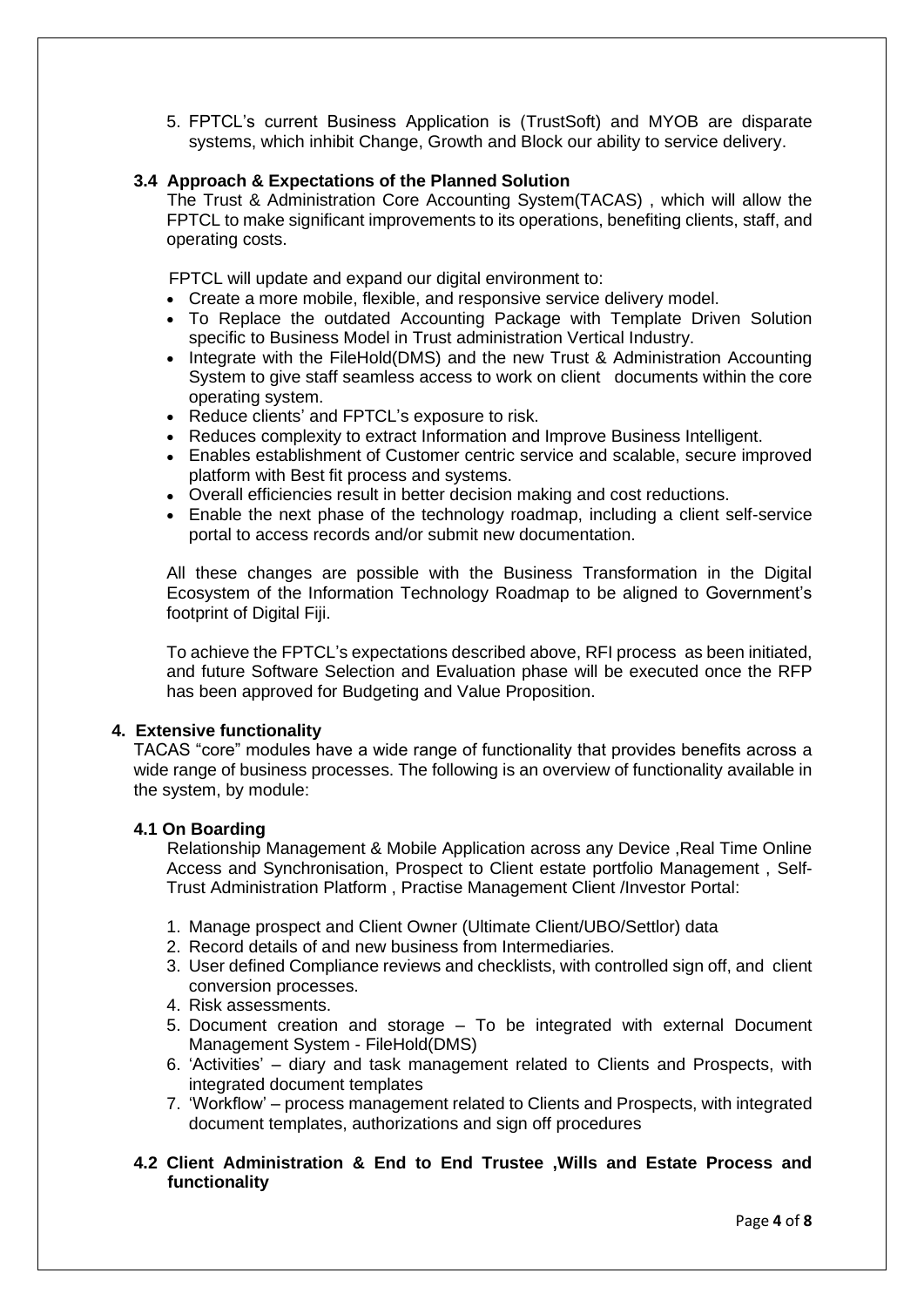5. FPTCL's current Business Application is (TrustSoft) and MYOB are disparate systems, which inhibit Change, Growth and Block our ability to service delivery.

### 3.4 Approach & Expectations of the Planned Solution

The Trust & Administration Core Accounting System(TACAS) , which will allow the FPTCL to make significant improvements to its operations, benefiting clients, staff, and operating costs.

FPTCL will update and expand our digital environment to:

- Create a more mobile, flexible, and responsive service delivery model.
- To Replace the outdated Accounting Package with Template Driven Solution specific to Business Model in Trust administration Vertical Industry.
- Integrate with the FileHold(DMS) and the new Trust & Administration Accounting System to give staff seamless access to work on client documents within the core operating system.
- Reduce clients' and FPTCL's exposure to risk.
- Reduces complexity to extract Information and Improve Business Intelligent.
- Enables establishment of Customer centric service and scalable, secure improved platform with Best fit process and systems.
- Overall efficiencies result in better decision making and cost reductions.
- Enable the next phase of the technology roadmap, including a client self-service portal to access records and/or submit new documentation.

All these changes are possible with the Business Transformation in the Digital Ecosystem of the Information Technology Roadmap to be aligned to Government's footprint of Digital Fiji.

To achieve the FPTCL's expectations described above, RFI process as been initiated, and future Software Selection and Evaluation phase will be executed once the RFP has been approved for Budgeting and Value Proposition.

## 4. Extensive functionality

TACAS "core" modules have a wide range of functionality that provides benefits across a wide range of business processes. The following is an overview of functionality available in the system, by module:

### 4.1 On Boarding

Relationship Management & Mobile Application across any Device ,Real Time Online Access and Synchronisation, Prospect to Client estate portfolio Management , Self-Trust Administration Platform , Practise Management Client /Investor Portal:

1. Manage prospect and Client Owner (Ultimate Client/UBO/Settlor) data
2. Record details of and new business from Intermediaries.
3. User defined Compliance reviews and checklists, with controlled sign off, and client conversion processes.
4. Risk assessments.
5. Document creation and storage – To be integrated with external Document Management System - FileHold(DMS)
6. 'Activities' – diary and task management related to Clients and Prospects, with integrated document templates
7. 'Workflow' – process management related to Clients and Prospects, with integrated document templates, authorizations and sign off procedures

### 4.2 Client Administration & End to End Trustee ,Wills and Estate Process and functionality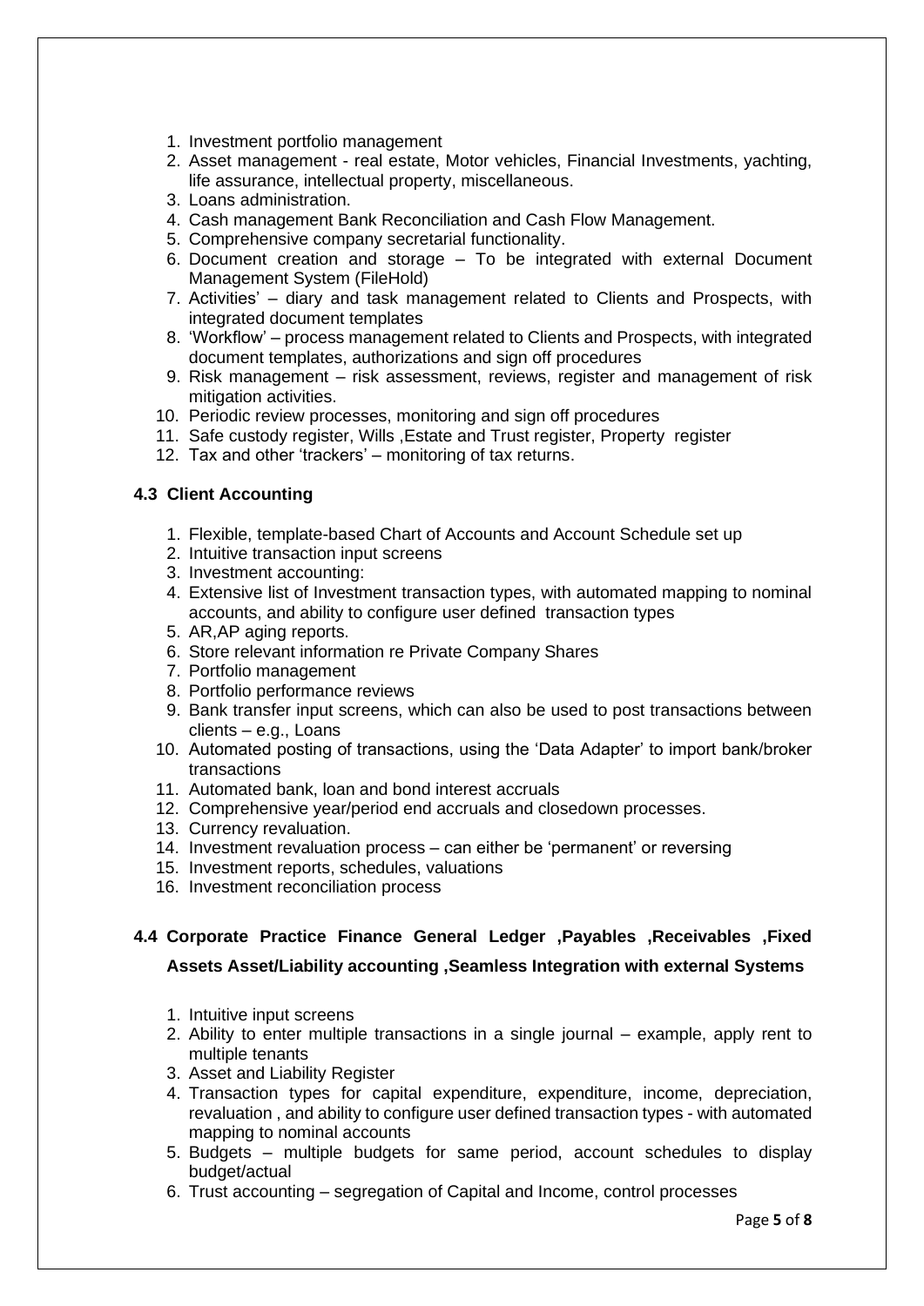1. Investment portfolio management
2. Asset management - real estate, Motor vehicles, Financial Investments, yachting, life assurance, intellectual property, miscellaneous.
3. Loans administration.
4. Cash management Bank Reconciliation and Cash Flow Management.
5. Comprehensive company secretarial functionality.
6. Document creation and storage – To be integrated with external Document Management System (FileHold)
7. Activities' – diary and task management related to Clients and Prospects, with integrated document templates
8. 'Workflow' – process management related to Clients and Prospects, with integrated document templates, authorizations and sign off procedures
9. Risk management – risk assessment, reviews, register and management of risk mitigation activities.
10. Periodic review processes, monitoring and sign off procedures
11. Safe custody register, Wills ,Estate and Trust register, Property register
12. Tax and other 'trackers' – monitoring of tax returns.

### 4.3 Client Accounting

1. Flexible, template-based Chart of Accounts and Account Schedule set up
2. Intuitive transaction input screens
3. Investment accounting:
4. Extensive list of Investment transaction types, with automated mapping to nominal accounts, and ability to configure user defined transaction types
5. AR,AP aging reports.
6. Store relevant information re Private Company Shares
7. Portfolio management
8. Portfolio performance reviews
9. Bank transfer input screens, which can also be used to post transactions between clients – e.g., Loans
10. Automated posting of transactions, using the 'Data Adapter' to import bank/broker transactions
11. Automated bank, loan and bond interest accruals
12. Comprehensive year/period end accruals and closedown processes.
13. Currency revaluation.
14. Investment revaluation process – can either be 'permanent' or reversing
15. Investment reports, schedules, valuations
16. Investment reconciliation process

### 4.4 Corporate Practice Finance General Ledger ,Payables ,Receivables ,Fixed Assets Asset/Liability accounting ,Seamless Integration with external Systems

1. Intuitive input screens
2. Ability to enter multiple transactions in a single journal – example, apply rent to multiple tenants
3. Asset and Liability Register
4. Transaction types for capital expenditure, expenditure, income, depreciation, revaluation , and ability to configure user defined transaction types - with automated mapping to nominal accounts
5. Budgets – multiple budgets for same period, account schedules to display budget/actual
6. Trust accounting – segregation of Capital and Income, control processes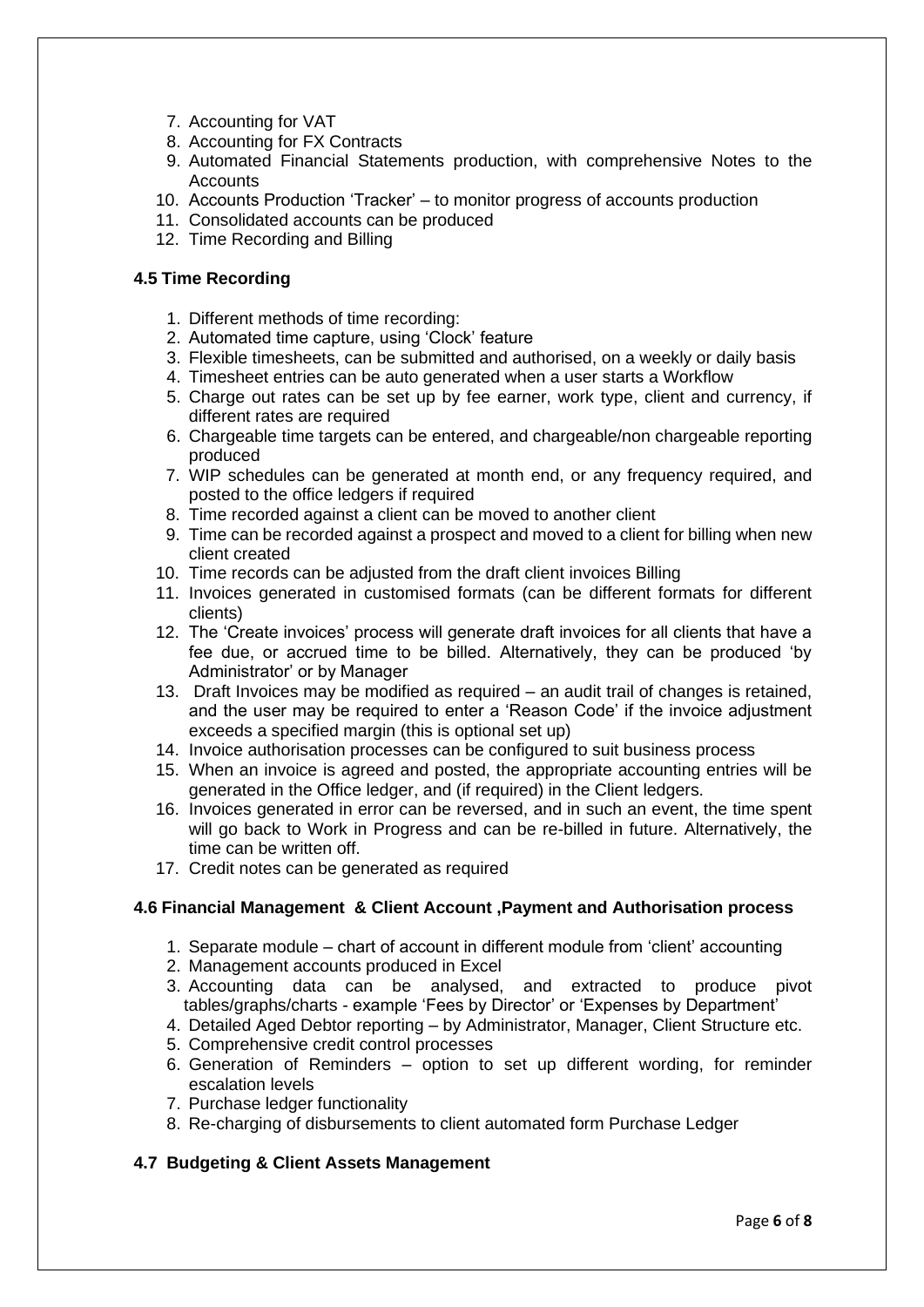7. Accounting for VAT
8. Accounting for FX Contracts
9. Automated Financial Statements production, with comprehensive Notes to the Accounts
10. Accounts Production 'Tracker' – to monitor progress of accounts production
11. Consolidated accounts can be produced
12. Time Recording and Billing

### 4.5 Time Recording

1. Different methods of time recording:
2. Automated time capture, using 'Clock' feature
3. Flexible timesheets, can be submitted and authorised, on a weekly or daily basis
4. Timesheet entries can be auto generated when a user starts a Workflow
5. Charge out rates can be set up by fee earner, work type, client and currency, if different rates are required
6. Chargeable time targets can be entered, and chargeable/non chargeable reporting produced
7. WIP schedules can be generated at month end, or any frequency required, and posted to the office ledgers if required
8. Time recorded against a client can be moved to another client
9. Time can be recorded against a prospect and moved to a client for billing when new client created
10. Time records can be adjusted from the draft client invoices Billing
11. Invoices generated in customised formats (can be different formats for different clients)
12. The 'Create invoices' process will generate draft invoices for all clients that have a fee due, or accrued time to be billed. Alternatively, they can be produced 'by Administrator' or by Manager
13. Draft Invoices may be modified as required – an audit trail of changes is retained, and the user may be required to enter a 'Reason Code' if the invoice adjustment exceeds a specified margin (this is optional set up)
14. Invoice authorisation processes can be configured to suit business process
15. When an invoice is agreed and posted, the appropriate accounting entries will be generated in the Office ledger, and (if required) in the Client ledgers.
16. Invoices generated in error can be reversed, and in such an event, the time spent will go back to Work in Progress and can be re-billed in future. Alternatively, the time can be written off.
17. Credit notes can be generated as required

### 4.6 Financial Management & Client Account ,Payment and Authorisation process

1. Separate module – chart of account in different module from 'client' accounting
2. Management accounts produced in Excel
3. Accounting data can be analysed, and extracted to produce pivot tables/graphs/charts - example 'Fees by Director' or 'Expenses by Department'
4. Detailed Aged Debtor reporting – by Administrator, Manager, Client Structure etc.
5. Comprehensive credit control processes
6. Generation of Reminders – option to set up different wording, for reminder escalation levels
7. Purchase ledger functionality
8. Re-charging of disbursements to client automated form Purchase Ledger

### 4.7 Budgeting & Client Assets Management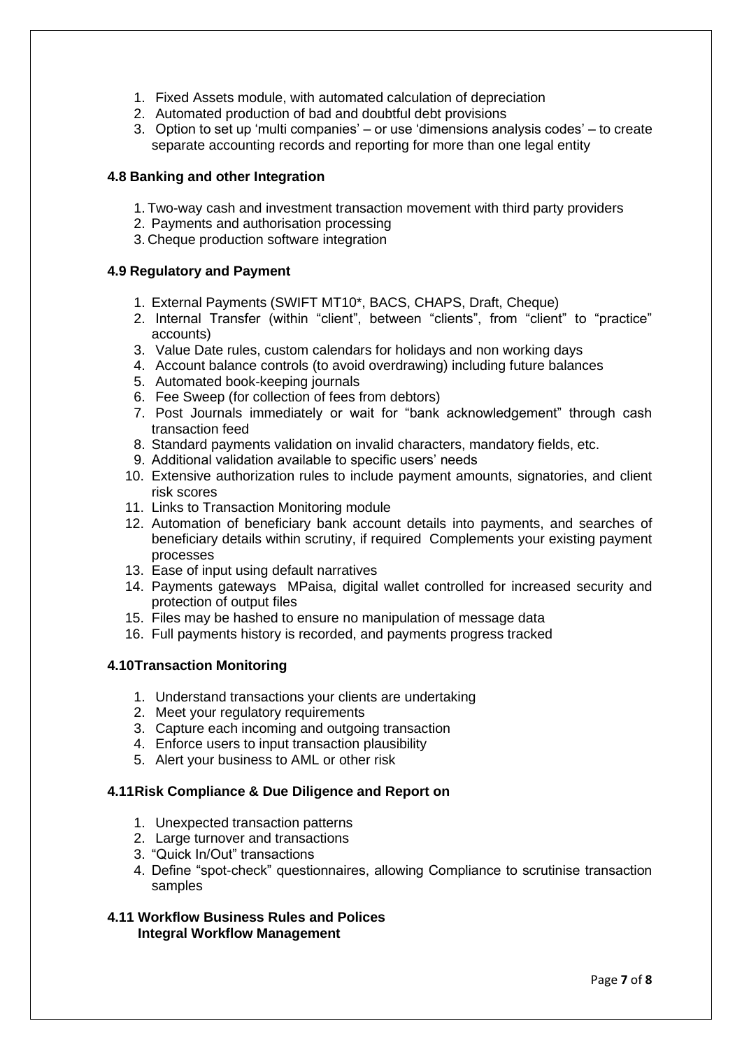1. Fixed Assets module, with automated calculation of depreciation
2. Automated production of bad and doubtful debt provisions
3. Option to set up 'multi companies' – or use 'dimensions analysis codes' – to create separate accounting records and reporting for more than one legal entity

### 4.8 Banking and other Integration

1. Two-way cash and investment transaction movement with third party providers
2. Payments and authorisation processing
3. Cheque production software integration

### 4.9 Regulatory and Payment

1. External Payments (SWIFT MT10*, BACS, CHAPS, Draft, Cheque)
2. Internal Transfer (within "client", between "clients", from "client" to "practice" accounts)
3. Value Date rules, custom calendars for holidays and non working days
4. Account balance controls (to avoid overdrawing) including future balances
5. Automated book-keeping journals
6. Fee Sweep (for collection of fees from debtors)
7. Post Journals immediately or wait for "bank acknowledgement" through cash transaction feed
8. Standard payments validation on invalid characters, mandatory fields, etc.
9. Additional validation available to specific users' needs
10. Extensive authorization rules to include payment amounts, signatories, and client risk scores
11. Links to Transaction Monitoring module
12. Automation of beneficiary bank account details into payments, and searches of beneficiary details within scrutiny, if required Complements your existing payment processes
13. Ease of input using default narratives
14. Payments gateways MPaisa, digital wallet controlled for increased security and protection of output files
15. Files may be hashed to ensure no manipulation of message data
16. Full payments history is recorded, and payments progress tracked

### 4.10Transaction Monitoring

1. Understand transactions your clients are undertaking
2. Meet your regulatory requirements
3. Capture each incoming and outgoing transaction
4. Enforce users to input transaction plausibility
5. Alert your business to AML or other risk

### 4.11Risk Compliance & Due Diligence and Report on

1. Unexpected transaction patterns
2. Large turnover and transactions
3. "Quick In/Out" transactions
4. Define "spot-check" questionnaires, allowing Compliance to scrutinise transaction samples

### 4.11 Workflow Business Rules and Polices

**Integral Workflow Management**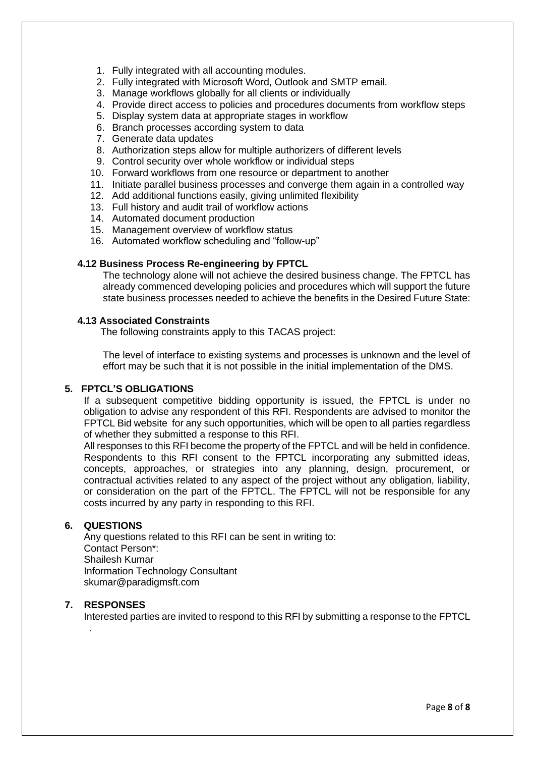1. Fully integrated with all accounting modules.
2. Fully integrated with Microsoft Word, Outlook and SMTP email.
3. Manage workflows globally for all clients or individually
4. Provide direct access to policies and procedures documents from workflow steps
5. Display system data at appropriate stages in workflow
6. Branch processes according system to data
7. Generate data updates
8. Authorization steps allow for multiple authorizers of different levels
9. Control security over whole workflow or individual steps
10. Forward workflows from one resource or department to another
11. Initiate parallel business processes and converge them again in a controlled way
12. Add additional functions easily, giving unlimited flexibility
13. Full history and audit trail of workflow actions
14. Automated document production
15. Management overview of workflow status
16. Automated workflow scheduling and "follow-up"

### 4.12 Business Process Re-engineering by FPTCL

The technology alone will not achieve the desired business change. The FPTCL has already commenced developing policies and procedures which will support the future state business processes needed to achieve the benefits in the Desired Future State:

### 4.13 Associated Constraints

The following constraints apply to this TACAS project:

The level of interface to existing systems and processes is unknown and the level of effort may be such that it is not possible in the initial implementation of the DMS.

## 5. FPTCL'S OBLIGATIONS

If a subsequent competitive bidding opportunity is issued, the FPTCL is under no obligation to advise any respondent of this RFI. Respondents are advised to monitor the FPTCL Bid website for any such opportunities, which will be open to all parties regardless of whether they submitted a response to this RFI.

All responses to this RFI become the property of the FPTCL and will be held in confidence. Respondents to this RFI consent to the FPTCL incorporating any submitted ideas, concepts, approaches, or strategies into any planning, design, procurement, or contractual activities related to any aspect of the project without any obligation, liability, or consideration on the part of the FPTCL. The FPTCL will not be responsible for any costs incurred by any party in responding to this RFI.

## 6. QUESTIONS

Any questions related to this RFI can be sent in writing to:
Contact Person*:
Shailesh Kumar
Information Technology Consultant
skumar@paradigmsft.com

## 7. RESPONSES

Interested parties are invited to respond to this RFI by submitting a response to the FPTCL .